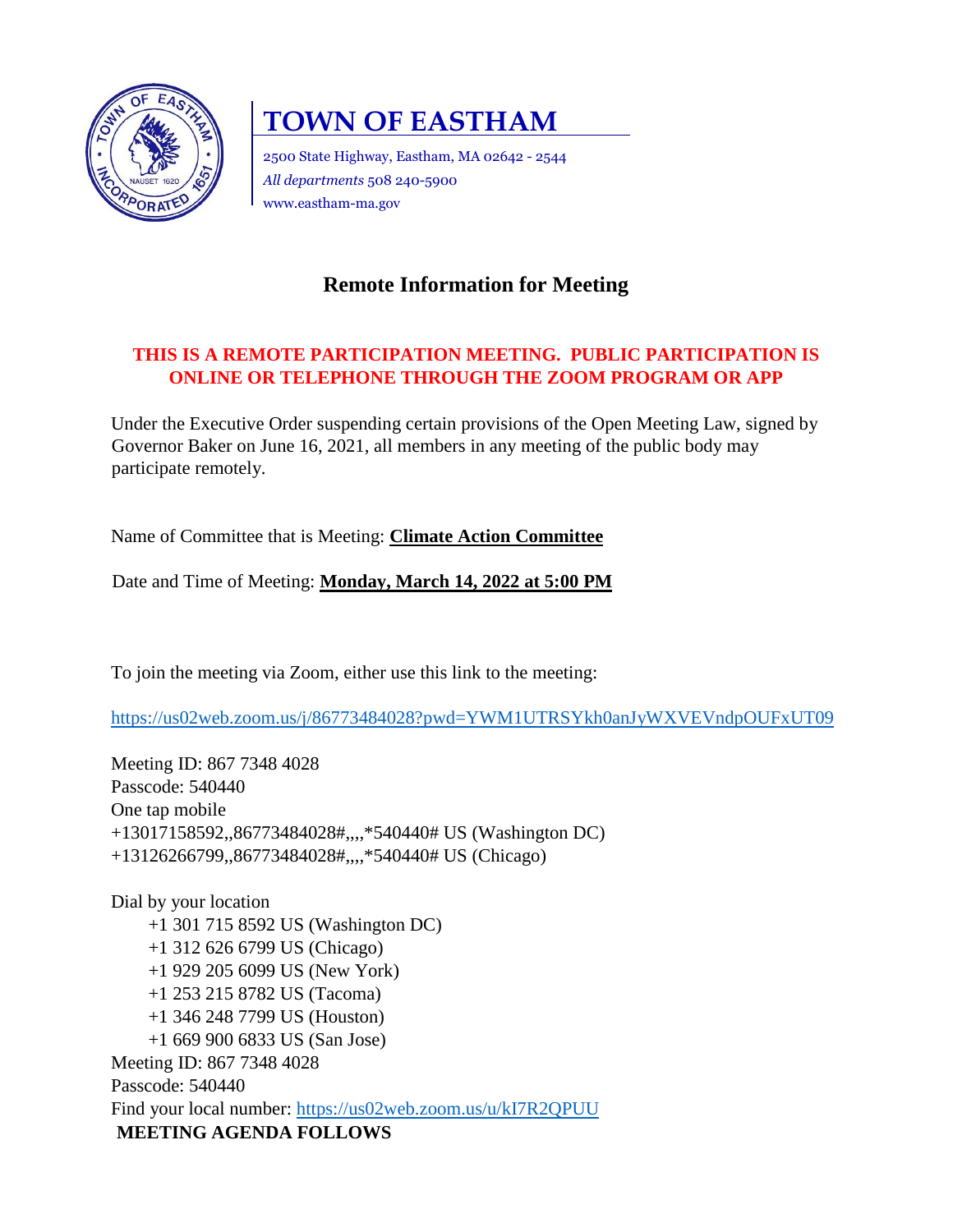# TOWN OF EASTHAM

2500 State Highway, Eastham, MA 02642 - 2544
*All departments* 508 240-5900
www.eastham-ma.gov

## Remote Information for Meeting

**THIS IS A REMOTE PARTICIPATION MEETING. PUBLIC PARTICIPATION IS ONLINE OR TELEPHONE THROUGH THE ZOOM PROGRAM OR APP**

Under the Executive Order suspending certain provisions of the Open Meeting Law, signed by Governor Baker on June 16, 2021, all members in any meeting of the public body may participate remotely.

Name of Committee that is Meeting: **Climate Action Committee**

Date and Time of Meeting: **Monday, March 14, 2022 at 5:00 PM**

To join the meeting via Zoom, either use this link to the meeting:

https://us02web.zoom.us/j/86773484028?pwd=YWM1UTRSYkh0anJyWXVEVndpOUFxUT09

Meeting ID: 867 7348 4028
Passcode: 540440
One tap mobile
+13017158592,,86773484028#,,,,*540440# US (Washington DC)
+13126266799,,86773484028#,,,,*540440# US (Chicago)

Dial by your location
- +1 301 715 8592 US (Washington DC)
- +1 312 626 6799 US (Chicago)
- +1 929 205 6099 US (New York)
- +1 253 215 8782 US (Tacoma)
- +1 346 248 7799 US (Houston)
- +1 669 900 6833 US (San Jose)

Meeting ID: 867 7348 4028
Passcode: 540440
Find your local number: https://us02web.zoom.us/u/kI7R2QPUU

**MEETING AGENDA FOLLOWS**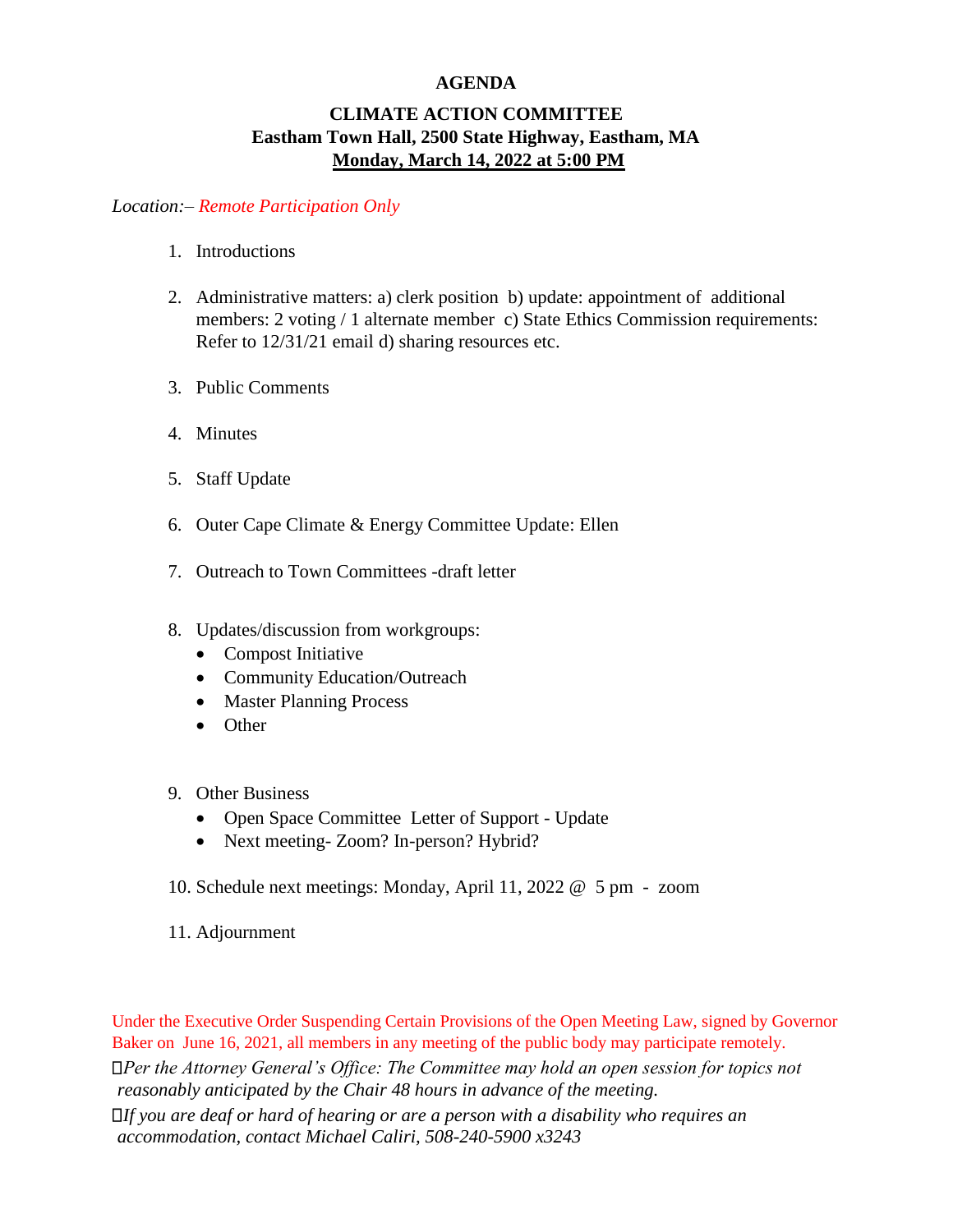**AGENDA**

**CLIMATE ACTION COMMITTEE**
**Eastham Town Hall, 2500 State Highway, Eastham, MA**
**Monday, March 14, 2022 at 5:00 PM**

*Location:– Remote Participation Only*

1. Introductions

2. Administrative matters: a) clerk position b) update: appointment of additional members: 2 voting / 1 alternate member c) State Ethics Commission requirements: Refer to 12/31/21 email d) sharing resources etc.

3. Public Comments

4. Minutes

5. Staff Update

6. Outer Cape Climate & Energy Committee Update: Ellen

7. Outreach to Town Committees -draft letter

8. Updates/discussion from workgroups:
   - Compost Initiative
   - Community Education/Outreach
   - Master Planning Process
   - Other

9. Other Business
   - Open Space Committee Letter of Support - Update
   - Next meeting- Zoom? In-person? Hybrid?

10. Schedule next meetings: Monday, April 11, 2022 @ 5 pm - zoom

11. Adjournment

Under the Executive Order Suspending Certain Provisions of the Open Meeting Law, signed by Governor Baker on June 16, 2021, all members in any meeting of the public body may participate remotely.

*Per the Attorney General's Office: The Committee may hold an open session for topics not reasonably anticipated by the Chair 48 hours in advance of the meeting.*

*If you are deaf or hard of hearing or are a person with a disability who requires an accommodation, contact Michael Caliri, 508-240-5900 x3243*